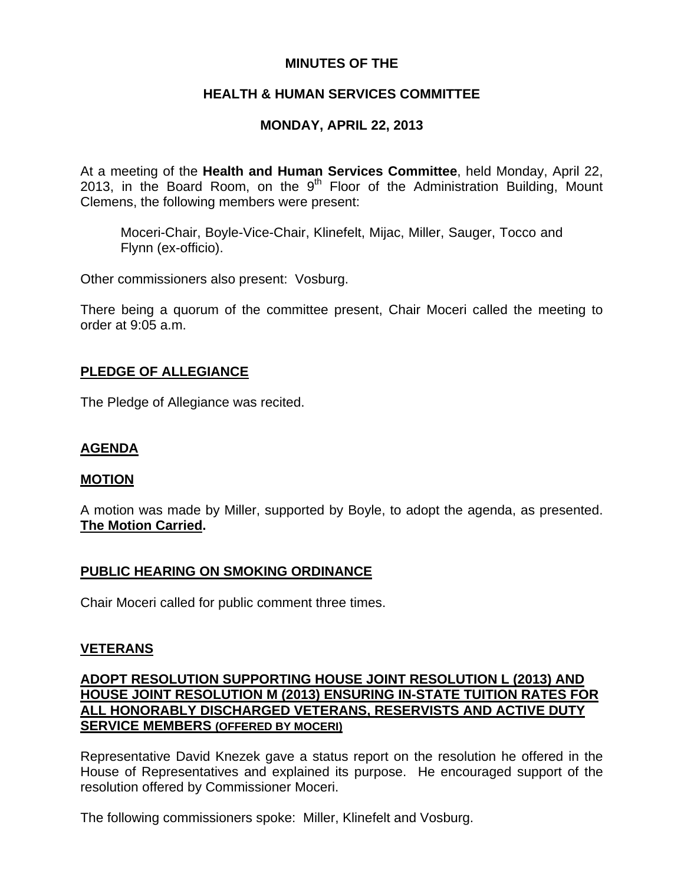# MINUTES OF THE

## HEALTH & HUMAN SERVICES COMMITTEE

## MONDAY, APRIL 22, 2013

At a meeting of the **Health and Human Services Committee**, held Monday, April 22, 2013, in the Board Room, on the 9th Floor of the Administration Building, Mount Clemens, the following members were present:

Moceri-Chair, Boyle-Vice-Chair, Klinefelt, Mijac, Miller, Sauger, Tocco and Flynn (ex-officio).

Other commissioners also present: Vosburg.

There being a quorum of the committee present, Chair Moceri called the meeting to order at 9:05 a.m.

### PLEDGE OF ALLEGIANCE

The Pledge of Allegiance was recited.

### AGENDA

### MOTION

A motion was made by Miller, supported by Boyle, to adopt the agenda, as presented. **The Motion Carried.**

### PUBLIC HEARING ON SMOKING ORDINANCE

Chair Moceri called for public comment three times.

### VETERANS

### ADOPT RESOLUTION SUPPORTING HOUSE JOINT RESOLUTION L (2013) AND HOUSE JOINT RESOLUTION M (2013) ENSURING IN-STATE TUITION RATES FOR ALL HONORABLY DISCHARGED VETERANS, RESERVISTS AND ACTIVE DUTY SERVICE MEMBERS (OFFERED BY MOCERI)

Representative David Knezek gave a status report on the resolution he offered in the House of Representatives and explained its purpose. He encouraged support of the resolution offered by Commissioner Moceri.

The following commissioners spoke: Miller, Klinefelt and Vosburg.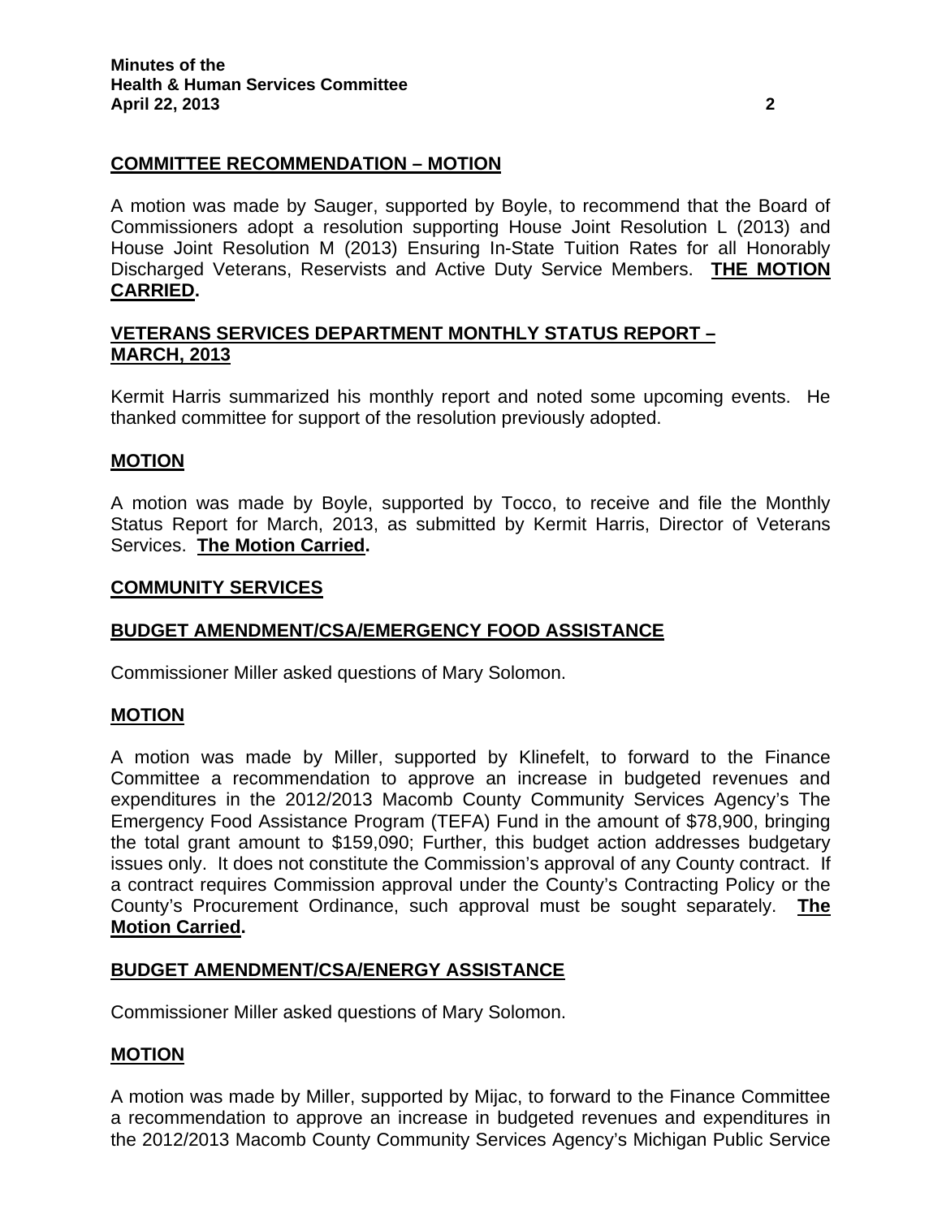**COMMITTEE RECOMMENDATION – MOTION**

A motion was made by Sauger, supported by Boyle, to recommend that the Board of Commissioners adopt a resolution supporting House Joint Resolution L (2013) and House Joint Resolution M (2013) Ensuring In-State Tuition Rates for all Honorably Discharged Veterans, Reservists and Active Duty Service Members. **THE MOTION CARRIED.**

**VETERANS SERVICES DEPARTMENT MONTHLY STATUS REPORT – MARCH, 2013**

Kermit Harris summarized his monthly report and noted some upcoming events. He thanked committee for support of the resolution previously adopted.

**MOTION**

A motion was made by Boyle, supported by Tocco, to receive and file the Monthly Status Report for March, 2013, as submitted by Kermit Harris, Director of Veterans Services. **The Motion Carried.**

**COMMUNITY SERVICES**

**BUDGET AMENDMENT/CSA/EMERGENCY FOOD ASSISTANCE**

Commissioner Miller asked questions of Mary Solomon.

**MOTION**

A motion was made by Miller, supported by Klinefelt, to forward to the Finance Committee a recommendation to approve an increase in budgeted revenues and expenditures in the 2012/2013 Macomb County Community Services Agency's The Emergency Food Assistance Program (TEFA) Fund in the amount of $78,900, bringing the total grant amount to $159,090; Further, this budget action addresses budgetary issues only. It does not constitute the Commission's approval of any County contract. If a contract requires Commission approval under the County's Contracting Policy or the County's Procurement Ordinance, such approval must be sought separately. **The Motion Carried.**

**BUDGET AMENDMENT/CSA/ENERGY ASSISTANCE**

Commissioner Miller asked questions of Mary Solomon.

**MOTION**

A motion was made by Miller, supported by Mijac, to forward to the Finance Committee a recommendation to approve an increase in budgeted revenues and expenditures in the 2012/2013 Macomb County Community Services Agency's Michigan Public Service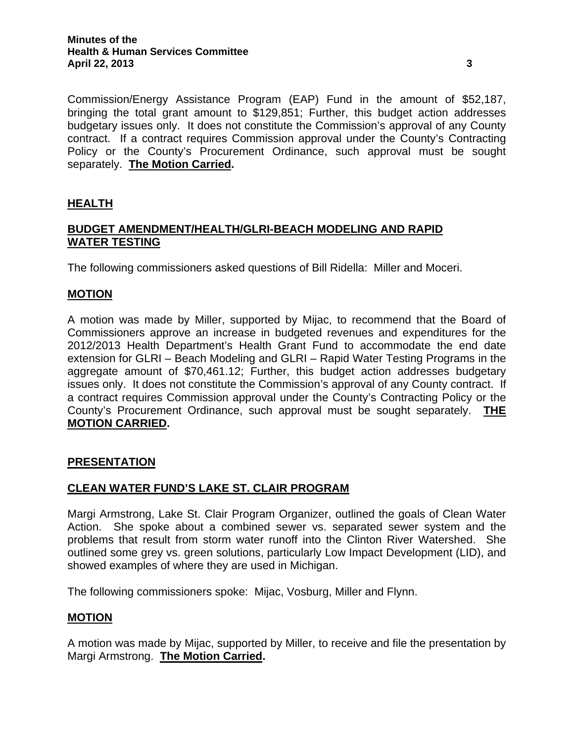Commission/Energy Assistance Program (EAP) Fund in the amount of $52,187, bringing the total grant amount to $129,851; Further, this budget action addresses budgetary issues only. It does not constitute the Commission's approval of any County contract. If a contract requires Commission approval under the County's Contracting Policy or the County's Procurement Ordinance, such approval must be sought separately. **The Motion Carried.**

## HEALTH

### BUDGET AMENDMENT/HEALTH/GLRI-BEACH MODELING AND RAPID WATER TESTING

The following commissioners asked questions of Bill Ridella: Miller and Moceri.

### MOTION

A motion was made by Miller, supported by Mijac, to recommend that the Board of Commissioners approve an increase in budgeted revenues and expenditures for the 2012/2013 Health Department's Health Grant Fund to accommodate the end date extension for GLRI – Beach Modeling and GLRI – Rapid Water Testing Programs in the aggregate amount of $70,461.12; Further, this budget action addresses budgetary issues only. It does not constitute the Commission's approval of any County contract. If a contract requires Commission approval under the County's Contracting Policy or the County's Procurement Ordinance, such approval must be sought separately. **THE MOTION CARRIED.**

## PRESENTATION

### CLEAN WATER FUND'S LAKE ST. CLAIR PROGRAM

Margi Armstrong, Lake St. Clair Program Organizer, outlined the goals of Clean Water Action. She spoke about a combined sewer vs. separated sewer system and the problems that result from storm water runoff into the Clinton River Watershed. She outlined some grey vs. green solutions, particularly Low Impact Development (LID), and showed examples of where they are used in Michigan.

The following commissioners spoke: Mijac, Vosburg, Miller and Flynn.

### MOTION

A motion was made by Mijac, supported by Miller, to receive and file the presentation by Margi Armstrong. **The Motion Carried.**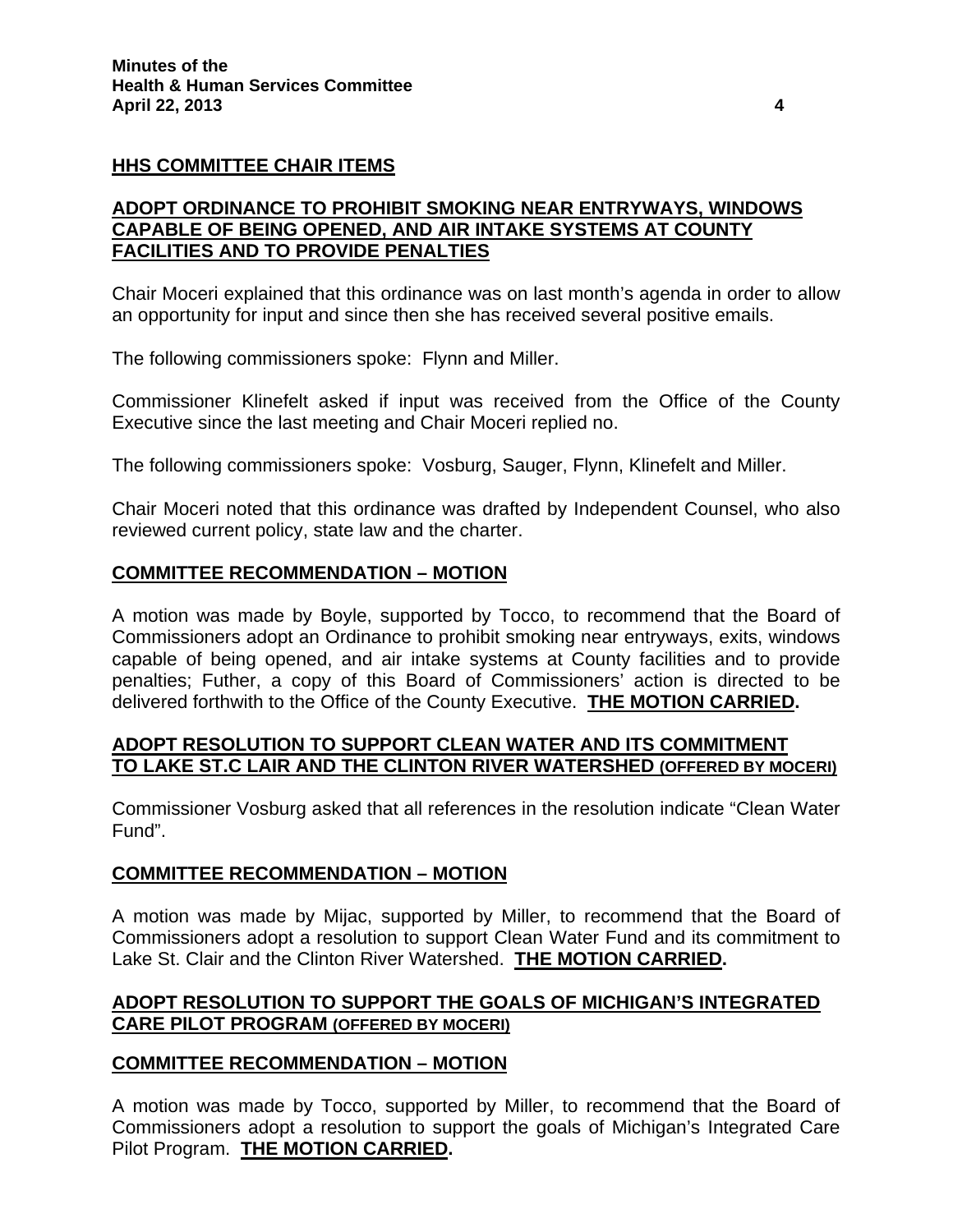## HHS COMMITTEE CHAIR ITEMS

## ADOPT ORDINANCE TO PROHIBIT SMOKING NEAR ENTRYWAYS, WINDOWS CAPABLE OF BEING OPENED, AND AIR INTAKE SYSTEMS AT COUNTY FACILITIES AND TO PROVIDE PENALTIES

Chair Moceri explained that this ordinance was on last month's agenda in order to allow an opportunity for input and since then she has received several positive emails.

The following commissioners spoke: Flynn and Miller.

Commissioner Klinefelt asked if input was received from the Office of the County Executive since the last meeting and Chair Moceri replied no.

The following commissioners spoke: Vosburg, Sauger, Flynn, Klinefelt and Miller.

Chair Moceri noted that this ordinance was drafted by Independent Counsel, who also reviewed current policy, state law and the charter.

## COMMITTEE RECOMMENDATION – MOTION

A motion was made by Boyle, supported by Tocco, to recommend that the Board of Commissioners adopt an Ordinance to prohibit smoking near entryways, exits, windows capable of being opened, and air intake systems at County facilities and to provide penalties; Futher, a copy of this Board of Commissioners' action is directed to be delivered forthwith to the Office of the County Executive. **THE MOTION CARRIED.**

## ADOPT RESOLUTION TO SUPPORT CLEAN WATER AND ITS COMMITMENT TO LAKE ST.C LAIR AND THE CLINTON RIVER WATERSHED (OFFERED BY MOCERI)

Commissioner Vosburg asked that all references in the resolution indicate "Clean Water Fund".

## COMMITTEE RECOMMENDATION – MOTION

A motion was made by Mijac, supported by Miller, to recommend that the Board of Commissioners adopt a resolution to support Clean Water Fund and its commitment to Lake St. Clair and the Clinton River Watershed. **THE MOTION CARRIED.**

## ADOPT RESOLUTION TO SUPPORT THE GOALS OF MICHIGAN'S INTEGRATED CARE PILOT PROGRAM (OFFERED BY MOCERI)

## COMMITTEE RECOMMENDATION – MOTION

A motion was made by Tocco, supported by Miller, to recommend that the Board of Commissioners adopt a resolution to support the goals of Michigan's Integrated Care Pilot Program. **THE MOTION CARRIED.**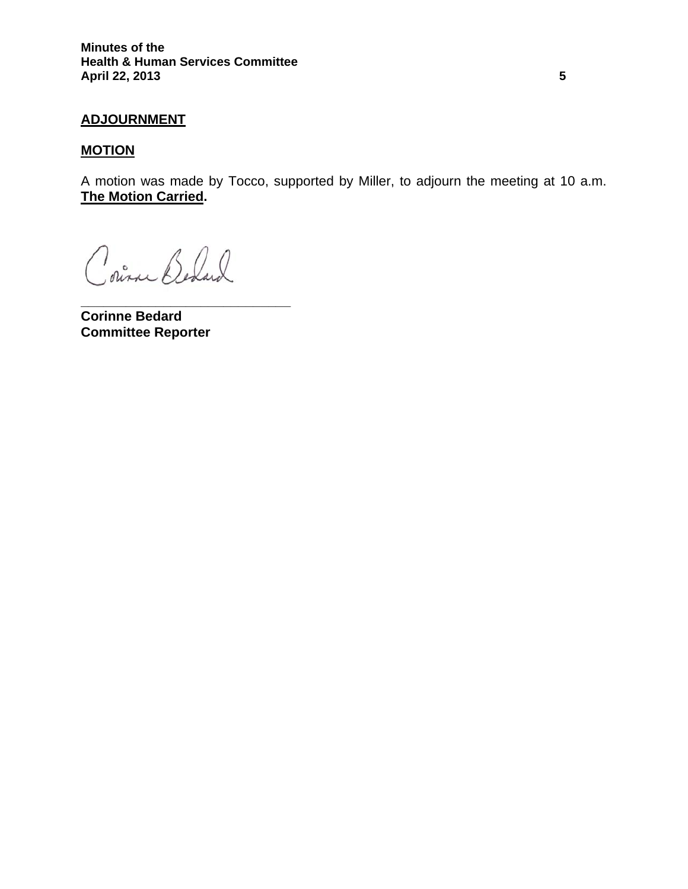**ADJOURNMENT**

**MOTION**

A motion was made by Tocco, supported by Miller, to adjourn the meeting at 10 a.m. **The Motion Carried.**

\_\_\_\_\_\_\_\_\_\_\_\_\_\_\_\_\_\_\_\_\_\_\_\_\_\_\_\_\_\_

**Corinne Bedard**
**Committee Reporter**